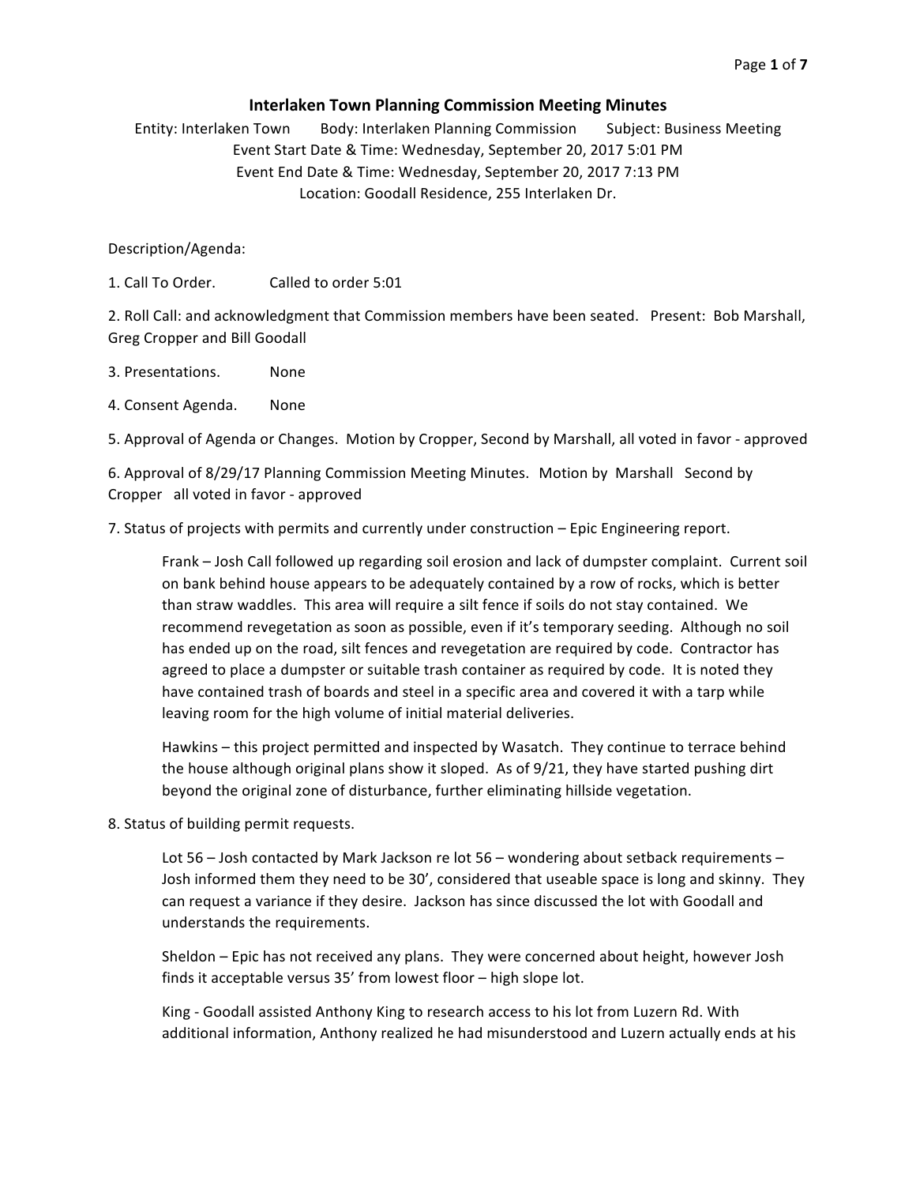## Interlaken Town Planning Commission Meeting Minutes

Entity: Interlaken Town Body: Interlaken Planning Commission Subject: Business Meeting
Event Start Date & Time: Wednesday, September 20, 2017 5:01 PM
Event End Date & Time: Wednesday, September 20, 2017 7:13 PM
Location: Goodall Residence, 255 Interlaken Dr.

Description/Agenda:

1. Call To Order. Called to order 5:01

2. Roll Call: and acknowledgment that Commission members have been seated. Present: Bob Marshall, Greg Cropper and Bill Goodall

3. Presentations. None

4. Consent Agenda. None

5. Approval of Agenda or Changes. Motion by Cropper, Second by Marshall, all voted in favor - approved

6. Approval of 8/29/17 Planning Commission Meeting Minutes. Motion by Marshall Second by Cropper all voted in favor - approved

7. Status of projects with permits and currently under construction – Epic Engineering report.

   Frank – Josh Call followed up regarding soil erosion and lack of dumpster complaint. Current soil on bank behind house appears to be adequately contained by a row of rocks, which is better than straw waddles. This area will require a silt fence if soils do not stay contained. We recommend revegetation as soon as possible, even if it's temporary seeding. Although no soil has ended up on the road, silt fences and revegetation are required by code. Contractor has agreed to place a dumpster or suitable trash container as required by code. It is noted they have contained trash of boards and steel in a specific area and covered it with a tarp while leaving room for the high volume of initial material deliveries.

   Hawkins – this project permitted and inspected by Wasatch. They continue to terrace behind the house although original plans show it sloped. As of 9/21, they have started pushing dirt beyond the original zone of disturbance, further eliminating hillside vegetation.

8. Status of building permit requests.

   Lot 56 – Josh contacted by Mark Jackson re lot 56 – wondering about setback requirements – Josh informed them they need to be 30', considered that useable space is long and skinny. They can request a variance if they desire. Jackson has since discussed the lot with Goodall and understands the requirements.

   Sheldon – Epic has not received any plans. They were concerned about height, however Josh finds it acceptable versus 35' from lowest floor – high slope lot.

   King - Goodall assisted Anthony King to research access to his lot from Luzern Rd. With additional information, Anthony realized he had misunderstood and Luzern actually ends at his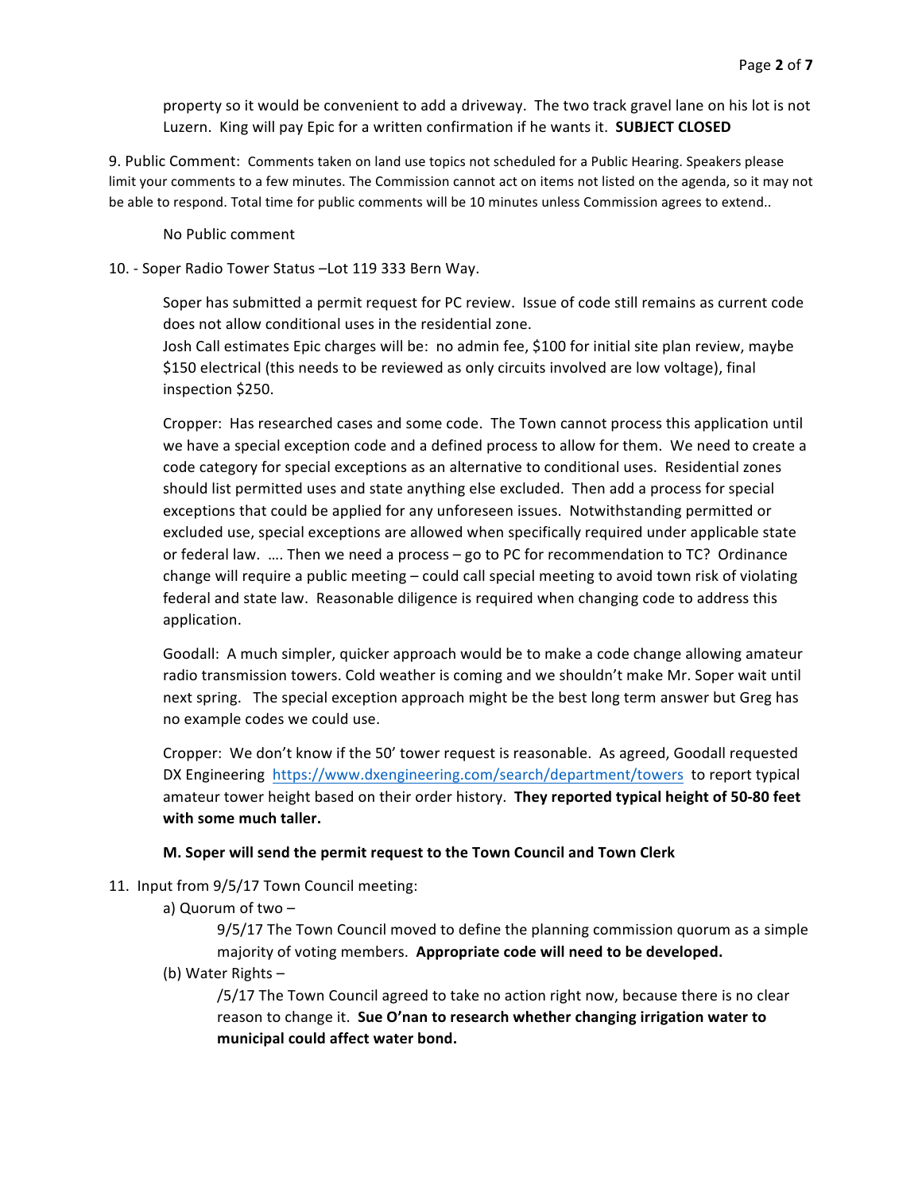property so it would be convenient to add a driveway. The two track gravel lane on his lot is not Luzern. King will pay Epic for a written confirmation if he wants it. **SUBJECT CLOSED**

9. Public Comment: Comments taken on land use topics not scheduled for a Public Hearing. Speakers please limit your comments to a few minutes. The Commission cannot act on items not listed on the agenda, so it may not be able to respond. Total time for public comments will be 10 minutes unless Commission agrees to extend..

No Public comment

10. - Soper Radio Tower Status –Lot 119 333 Bern Way.

Soper has submitted a permit request for PC review. Issue of code still remains as current code does not allow conditional uses in the residential zone.
Josh Call estimates Epic charges will be: no admin fee, $100 for initial site plan review, maybe $150 electrical (this needs to be reviewed as only circuits involved are low voltage), final inspection $250.

Cropper: Has researched cases and some code. The Town cannot process this application until we have a special exception code and a defined process to allow for them. We need to create a code category for special exceptions as an alternative to conditional uses. Residential zones should list permitted uses and state anything else excluded. Then add a process for special exceptions that could be applied for any unforeseen issues. Notwithstanding permitted or excluded use, special exceptions are allowed when specifically required under applicable state or federal law. …. Then we need a process – go to PC for recommendation to TC? Ordinance change will require a public meeting – could call special meeting to avoid town risk of violating federal and state law. Reasonable diligence is required when changing code to address this application.

Goodall: A much simpler, quicker approach would be to make a code change allowing amateur radio transmission towers. Cold weather is coming and we shouldn't make Mr. Soper wait until next spring. The special exception approach might be the best long term answer but Greg has no example codes we could use.

Cropper: We don't know if the 50' tower request is reasonable. As agreed, Goodall requested DX Engineering https://www.dxengineering.com/search/department/towers to report typical amateur tower height based on their order history. **They reported typical height of 50-80 feet with some much taller.**

**M. Soper will send the permit request to the Town Council and Town Clerk**

11. Input from 9/5/17 Town Council meeting:

a) Quorum of two –

9/5/17 The Town Council moved to define the planning commission quorum as a simple majority of voting members. **Appropriate code will need to be developed.**

(b) Water Rights –

/5/17 The Town Council agreed to take no action right now, because there is no clear reason to change it. **Sue O'nan to research whether changing irrigation water to municipal could affect water bond.**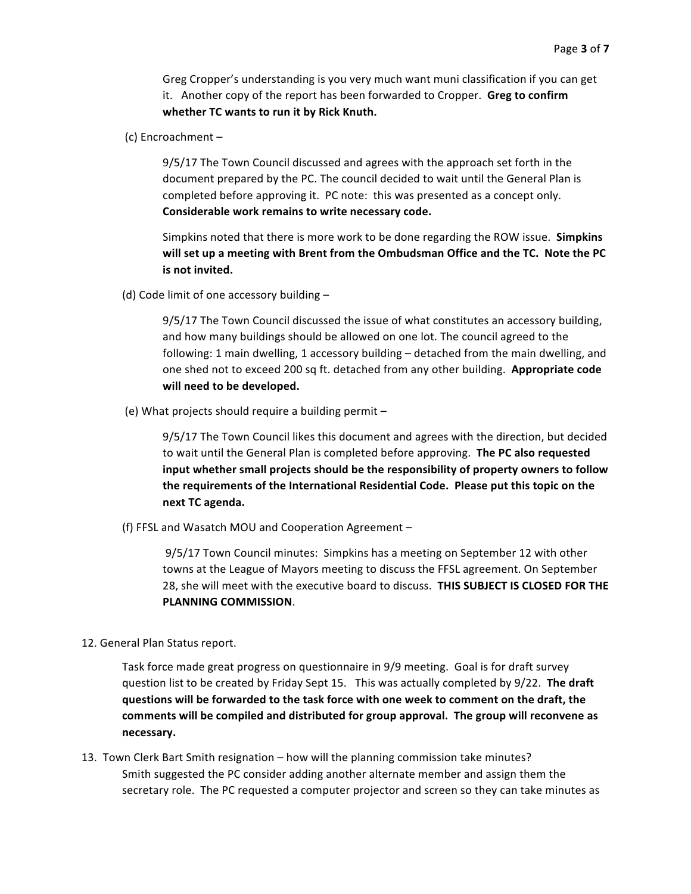Greg Cropper's understanding is you very much want muni classification if you can get it. Another copy of the report has been forwarded to Cropper. **Greg to confirm whether TC wants to run it by Rick Knuth.**

(c) Encroachment –

9/5/17 The Town Council discussed and agrees with the approach set forth in the document prepared by the PC. The council decided to wait until the General Plan is completed before approving it. PC note: this was presented as a concept only. **Considerable work remains to write necessary code.**

Simpkins noted that there is more work to be done regarding the ROW issue. **Simpkins will set up a meeting with Brent from the Ombudsman Office and the TC. Note the PC is not invited.**

(d) Code limit of one accessory building –

9/5/17 The Town Council discussed the issue of what constitutes an accessory building, and how many buildings should be allowed on one lot. The council agreed to the following: 1 main dwelling, 1 accessory building – detached from the main dwelling, and one shed not to exceed 200 sq ft. detached from any other building. **Appropriate code will need to be developed.**

(e) What projects should require a building permit –

9/5/17 The Town Council likes this document and agrees with the direction, but decided to wait until the General Plan is completed before approving. **The PC also requested input whether small projects should be the responsibility of property owners to follow the requirements of the International Residential Code. Please put this topic on the next TC agenda.**

(f) FFSL and Wasatch MOU and Cooperation Agreement –

9/5/17 Town Council minutes: Simpkins has a meeting on September 12 with other towns at the League of Mayors meeting to discuss the FFSL agreement. On September 28, she will meet with the executive board to discuss. **THIS SUBJECT IS CLOSED FOR THE PLANNING COMMISSION**.

12. General Plan Status report.

Task force made great progress on questionnaire in 9/9 meeting. Goal is for draft survey question list to be created by Friday Sept 15. This was actually completed by 9/22. **The draft questions will be forwarded to the task force with one week to comment on the draft, the comments will be compiled and distributed for group approval. The group will reconvene as necessary.**

13. Town Clerk Bart Smith resignation – how will the planning commission take minutes?

Smith suggested the PC consider adding another alternate member and assign them the secretary role. The PC requested a computer projector and screen so they can take minutes as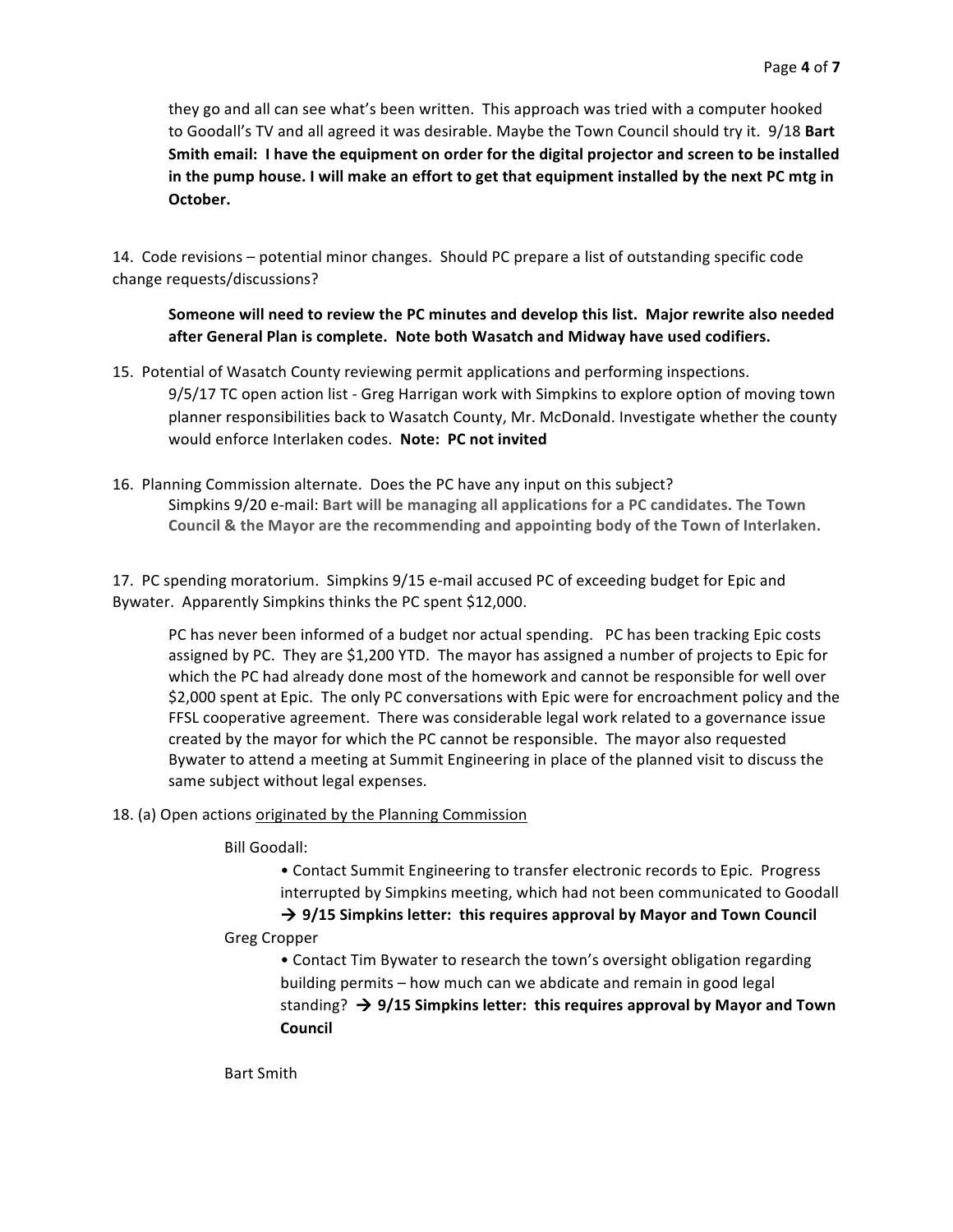they go and all can see what's been written. This approach was tried with a computer hooked to Goodall's TV and all agreed it was desirable. Maybe the Town Council should try it. 9/18 **Bart Smith email: I have the equipment on order for the digital projector and screen to be installed in the pump house. I will make an effort to get that equipment installed by the next PC mtg in October.**

14. Code revisions – potential minor changes. Should PC prepare a list of outstanding specific code change requests/discussions?

    **Someone will need to review the PC minutes and develop this list. Major rewrite also needed after General Plan is complete. Note both Wasatch and Midway have used codifiers.**

15. Potential of Wasatch County reviewing permit applications and performing inspections.
    9/5/17 TC open action list - Greg Harrigan work with Simpkins to explore option of moving town planner responsibilities back to Wasatch County, Mr. McDonald. Investigate whether the county would enforce Interlaken codes. **Note: PC not invited**

16. Planning Commission alternate. Does the PC have any input on this subject?
    Simpkins 9/20 e-mail: **Bart will be managing all applications for a PC candidates. The Town Council & the Mayor are the recommending and appointing body of the Town of Interlaken.**

17. PC spending moratorium. Simpkins 9/15 e-mail accused PC of exceeding budget for Epic and Bywater. Apparently Simpkins thinks the PC spent $12,000.

    PC has never been informed of a budget nor actual spending. PC has been tracking Epic costs assigned by PC. They are $1,200 YTD. The mayor has assigned a number of projects to Epic for which the PC had already done most of the homework and cannot be responsible for well over $2,000 spent at Epic. The only PC conversations with Epic were for encroachment policy and the FFSL cooperative agreement. There was considerable legal work related to a governance issue created by the mayor for which the PC cannot be responsible. The mayor also requested Bywater to attend a meeting at Summit Engineering in place of the planned visit to discuss the same subject without legal expenses.

18. (a) Open actions <u>originated by the Planning Commission</u>

    Bill Goodall:

    - Contact Summit Engineering to transfer electronic records to Epic. Progress interrupted by Simpkins meeting, which had not been communicated to Goodall **→ 9/15 Simpkins letter: this requires approval by Mayor and Town Council**

    Greg Cropper

    - Contact Tim Bywater to research the town's oversight obligation regarding building permits – how much can we abdicate and remain in good legal standing? **→ 9/15 Simpkins letter: this requires approval by Mayor and Town Council**

    Bart Smith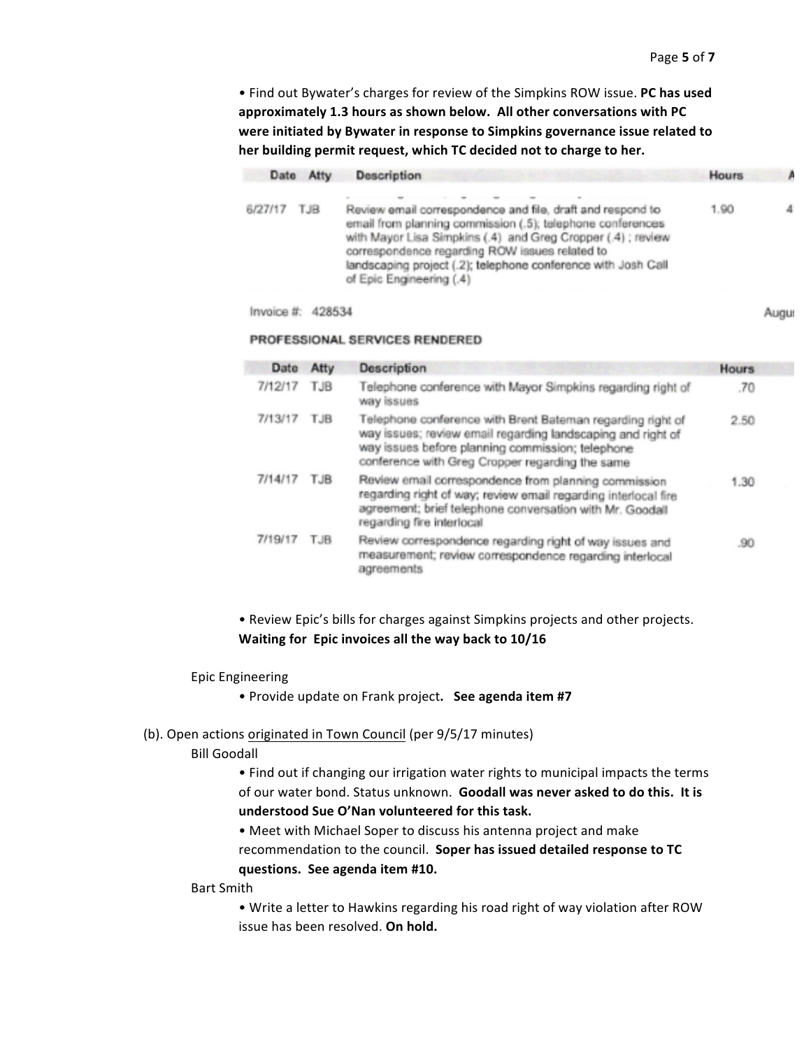- Find out Bywater's charges for review of the Simpkins ROW issue. **PC has used approximately 1.3 hours as shown below. All other conversations with PC were initiated by Bywater in response to Simpkins governance issue related to her building permit request, which TC decided not to charge to her.**

| Date | Atty | Description | Hours | A |
|---|---|---|---|---|
| 6/27/17 | TJB | Review email correspondence and file, draft and respond to email from planning commission (.5); telephone conferences with Mayor Lisa Simpkins (.4) and Greg Cropper (.4) ; review correspondence regarding ROW issues related to landscaping project (.2); telephone conference with Josh Call of Epic Engineering (.4) | 1.90 | 4 |

Invoice #: 428534 Augu

**PROFESSIONAL SERVICES RENDERED**

| Date | Atty | Description | Hours |
|---|---|---|---|
| 7/12/17 | TJB | Telephone conference with Mayor Simpkins regarding right of way issues | .70 |
| 7/13/17 | TJB | Telephone conference with Brent Bateman regarding right of way issues; review email regarding landscaping and right of way issues before planning commission; telephone conference with Greg Cropper regarding the same | 2.50 |
| 7/14/17 | TJB | Review email correspondence from planning commission regarding right of way; review email regarding interlocal fire agreement; brief telephone conversation with Mr. Goodall regarding fire interlocal | 1.30 |
| 7/19/17 | TJB | Review correspondence regarding right of way issues and measurement; review correspondence regarding interlocal agreements | .90 |

- Review Epic's bills for charges against Simpkins projects and other projects. **Waiting for Epic invoices all the way back to 10/16**

Epic Engineering

- Provide update on Frank project**. See agenda item #7**

(b). Open actions originated in Town Council (per 9/5/17 minutes)

Bill Goodall

- Find out if changing our irrigation water rights to municipal impacts the terms of our water bond. Status unknown. **Goodall was never asked to do this. It is understood Sue O'Nan volunteered for this task.**
- Meet with Michael Soper to discuss his antenna project and make recommendation to the council. **Soper has issued detailed response to TC questions. See agenda item #10.**

Bart Smith

- Write a letter to Hawkins regarding his road right of way violation after ROW issue has been resolved. **On hold.**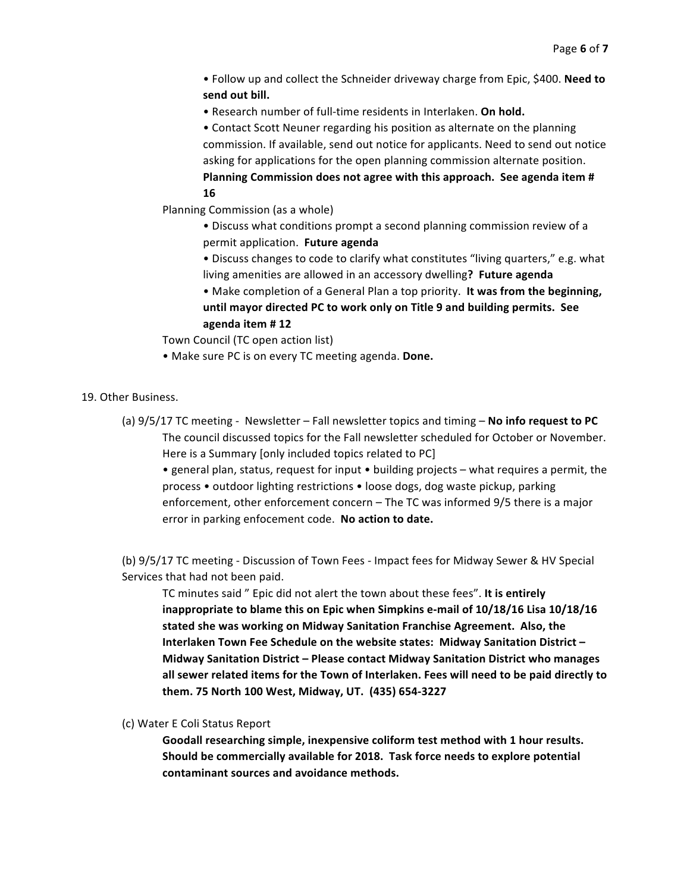- Follow up and collect the Schneider driveway charge from Epic, $400. **Need to send out bill.**
- Research number of full-time residents in Interlaken. **On hold.**
- Contact Scott Neuner regarding his position as alternate on the planning commission. If available, send out notice for applicants. Need to send out notice asking for applications for the open planning commission alternate position. **Planning Commission does not agree with this approach. See agenda item # 16**

Planning Commission (as a whole)

- Discuss what conditions prompt a second planning commission review of a permit application. **Future agenda**
- Discuss changes to code to clarify what constitutes "living quarters," e.g. what living amenities are allowed in an accessory dwelling**? Future agenda**
- Make completion of a General Plan a top priority. **It was from the beginning, until mayor directed PC to work only on Title 9 and building permits. See agenda item # 12**

Town Council (TC open action list)

- Make sure PC is on every TC meeting agenda. **Done.**

19. Other Business.

(a) 9/5/17 TC meeting - Newsletter – Fall newsletter topics and timing – **No info request to PC**
The council discussed topics for the Fall newsletter scheduled for October or November. Here is a Summary [only included topics related to PC]
• general plan, status, request for input • building projects – what requires a permit, the process • outdoor lighting restrictions • loose dogs, dog waste pickup, parking enforcement, other enforcement concern – The TC was informed 9/5 there is a major error in parking enfocement code. **No action to date.**

(b) 9/5/17 TC meeting - Discussion of Town Fees - Impact fees for Midway Sewer & HV Special Services that had not been paid.
TC minutes said " Epic did not alert the town about these fees". **It is entirely inappropriate to blame this on Epic when Simpkins e-mail of 10/18/16 Lisa 10/18/16 stated she was working on Midway Sanitation Franchise Agreement. Also, the Interlaken Town Fee Schedule on the website states: Midway Sanitation District – Midway Sanitation District – Please contact Midway Sanitation District who manages all sewer related items for the Town of Interlaken. Fees will need to be paid directly to them. 75 North 100 West, Midway, UT. (435) 654-3227**

(c) Water E Coli Status Report
**Goodall researching simple, inexpensive coliform test method with 1 hour results. Should be commercially available for 2018. Task force needs to explore potential contaminant sources and avoidance methods.**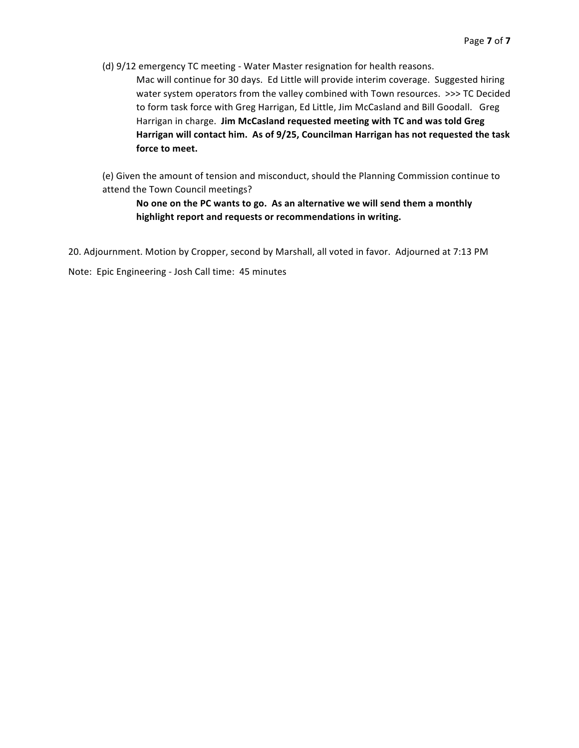(d) 9/12 emergency TC meeting - Water Master resignation for health reasons.

Mac will continue for 30 days. Ed Little will provide interim coverage. Suggested hiring water system operators from the valley combined with Town resources. >>> TC Decided to form task force with Greg Harrigan, Ed Little, Jim McCasland and Bill Goodall. Greg Harrigan in charge. **Jim McCasland requested meeting with TC and was told Greg Harrigan will contact him. As of 9/25, Councilman Harrigan has not requested the task force to meet.**

(e) Given the amount of tension and misconduct, should the Planning Commission continue to attend the Town Council meetings?

**No one on the PC wants to go. As an alternative we will send them a monthly highlight report and requests or recommendations in writing.**

20. Adjournment. Motion by Cropper, second by Marshall, all voted in favor. Adjourned at 7:13 PM

Note: Epic Engineering - Josh Call time: 45 minutes